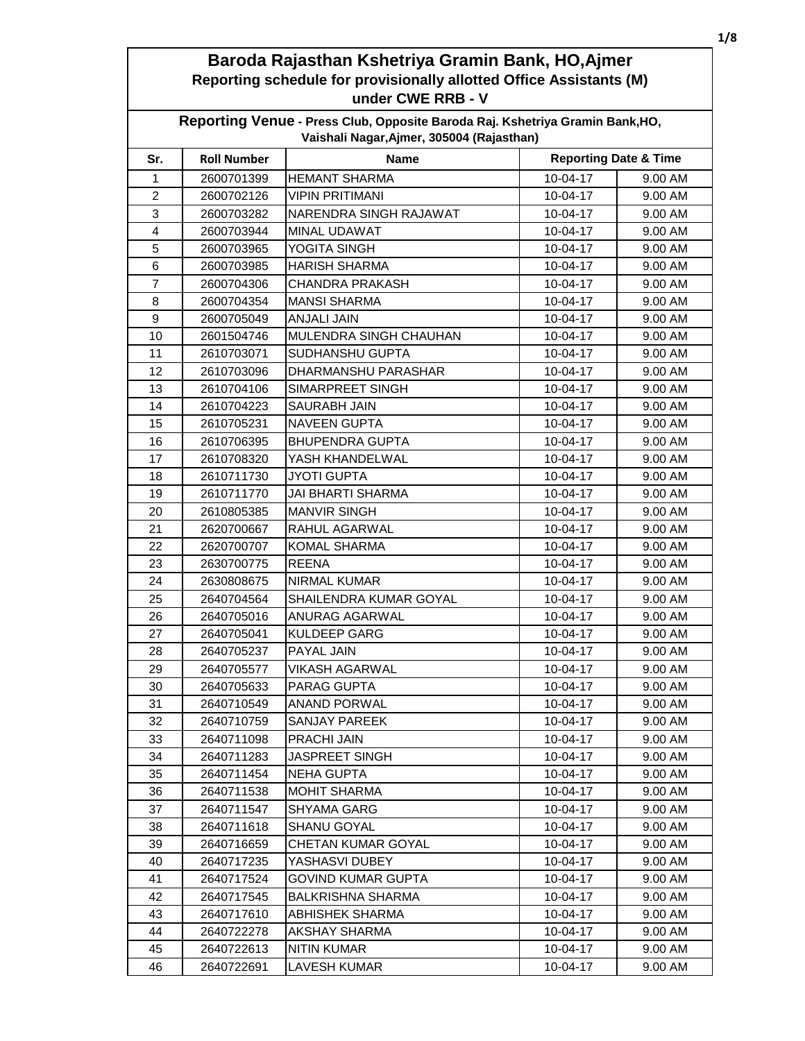# Baroda Rajasthan Kshetriya Gramin Bank, HO,Ajmer

## Reporting schedule for provisionally allotted Office Assistants (M) under CWE RRB - V

**Reporting Venue - Press Club, Opposite Baroda Raj. Kshetriya Gramin Bank,HO, Vaishali Nagar,Ajmer, 305004 (Rajasthan)**

| Sr. | Roll Number | Name | Reporting Date & Time | |
|---|---|---|---|---|
| 1 | 2600701399 | HEMANT SHARMA | 10-04-17 | 9.00 AM |
| 2 | 2600702126 | VIPIN PRITIMANI | 10-04-17 | 9.00 AM |
| 3 | 2600703282 | NARENDRA SINGH RAJAWAT | 10-04-17 | 9.00 AM |
| 4 | 2600703944 | MINAL UDAWAT | 10-04-17 | 9.00 AM |
| 5 | 2600703965 | YOGITA SINGH | 10-04-17 | 9.00 AM |
| 6 | 2600703985 | HARISH SHARMA | 10-04-17 | 9.00 AM |
| 7 | 2600704306 | CHANDRA PRAKASH | 10-04-17 | 9.00 AM |
| 8 | 2600704354 | MANSI SHARMA | 10-04-17 | 9.00 AM |
| 9 | 2600705049 | ANJALI JAIN | 10-04-17 | 9.00 AM |
| 10 | 2601504746 | MULENDRA SINGH CHAUHAN | 10-04-17 | 9.00 AM |
| 11 | 2610703071 | SUDHANSHU GUPTA | 10-04-17 | 9.00 AM |
| 12 | 2610703096 | DHARMANSHU PARASHAR | 10-04-17 | 9.00 AM |
| 13 | 2610704106 | SIMARPREET SINGH | 10-04-17 | 9.00 AM |
| 14 | 2610704223 | SAURABH JAIN | 10-04-17 | 9.00 AM |
| 15 | 2610705231 | NAVEEN GUPTA | 10-04-17 | 9.00 AM |
| 16 | 2610706395 | BHUPENDRA GUPTA | 10-04-17 | 9.00 AM |
| 17 | 2610708320 | YASH KHANDELWAL | 10-04-17 | 9.00 AM |
| 18 | 2610711730 | JYOTI GUPTA | 10-04-17 | 9.00 AM |
| 19 | 2610711770 | JAI BHARTI SHARMA | 10-04-17 | 9.00 AM |
| 20 | 2610805385 | MANVIR SINGH | 10-04-17 | 9.00 AM |
| 21 | 2620700667 | RAHUL AGARWAL | 10-04-17 | 9.00 AM |
| 22 | 2620700707 | KOMAL SHARMA | 10-04-17 | 9.00 AM |
| 23 | 2630700775 | REENA | 10-04-17 | 9.00 AM |
| 24 | 2630808675 | NIRMAL KUMAR | 10-04-17 | 9.00 AM |
| 25 | 2640704564 | SHAILENDRA KUMAR GOYAL | 10-04-17 | 9.00 AM |
| 26 | 2640705016 | ANURAG AGARWAL | 10-04-17 | 9.00 AM |
| 27 | 2640705041 | KULDEEP GARG | 10-04-17 | 9.00 AM |
| 28 | 2640705237 | PAYAL JAIN | 10-04-17 | 9.00 AM |
| 29 | 2640705577 | VIKASH AGARWAL | 10-04-17 | 9.00 AM |
| 30 | 2640705633 | PARAG GUPTA | 10-04-17 | 9.00 AM |
| 31 | 2640710549 | ANAND PORWAL | 10-04-17 | 9.00 AM |
| 32 | 2640710759 | SANJAY PAREEK | 10-04-17 | 9.00 AM |
| 33 | 2640711098 | PRACHI JAIN | 10-04-17 | 9.00 AM |
| 34 | 2640711283 | JASPREET SINGH | 10-04-17 | 9.00 AM |
| 35 | 2640711454 | NEHA GUPTA | 10-04-17 | 9.00 AM |
| 36 | 2640711538 | MOHIT SHARMA | 10-04-17 | 9.00 AM |
| 37 | 2640711547 | SHYAMA GARG | 10-04-17 | 9.00 AM |
| 38 | 2640711618 | SHANU GOYAL | 10-04-17 | 9.00 AM |
| 39 | 2640716659 | CHETAN KUMAR GOYAL | 10-04-17 | 9.00 AM |
| 40 | 2640717235 | YASHASVI DUBEY | 10-04-17 | 9.00 AM |
| 41 | 2640717524 | GOVIND KUMAR GUPTA | 10-04-17 | 9.00 AM |
| 42 | 2640717545 | BALKRISHNA SHARMA | 10-04-17 | 9.00 AM |
| 43 | 2640717610 | ABHISHEK SHARMA | 10-04-17 | 9.00 AM |
| 44 | 2640722278 | AKSHAY SHARMA | 10-04-17 | 9.00 AM |
| 45 | 2640722613 | NITIN KUMAR | 10-04-17 | 9.00 AM |
| 46 | 2640722691 | LAVESH KUMAR | 10-04-17 | 9.00 AM |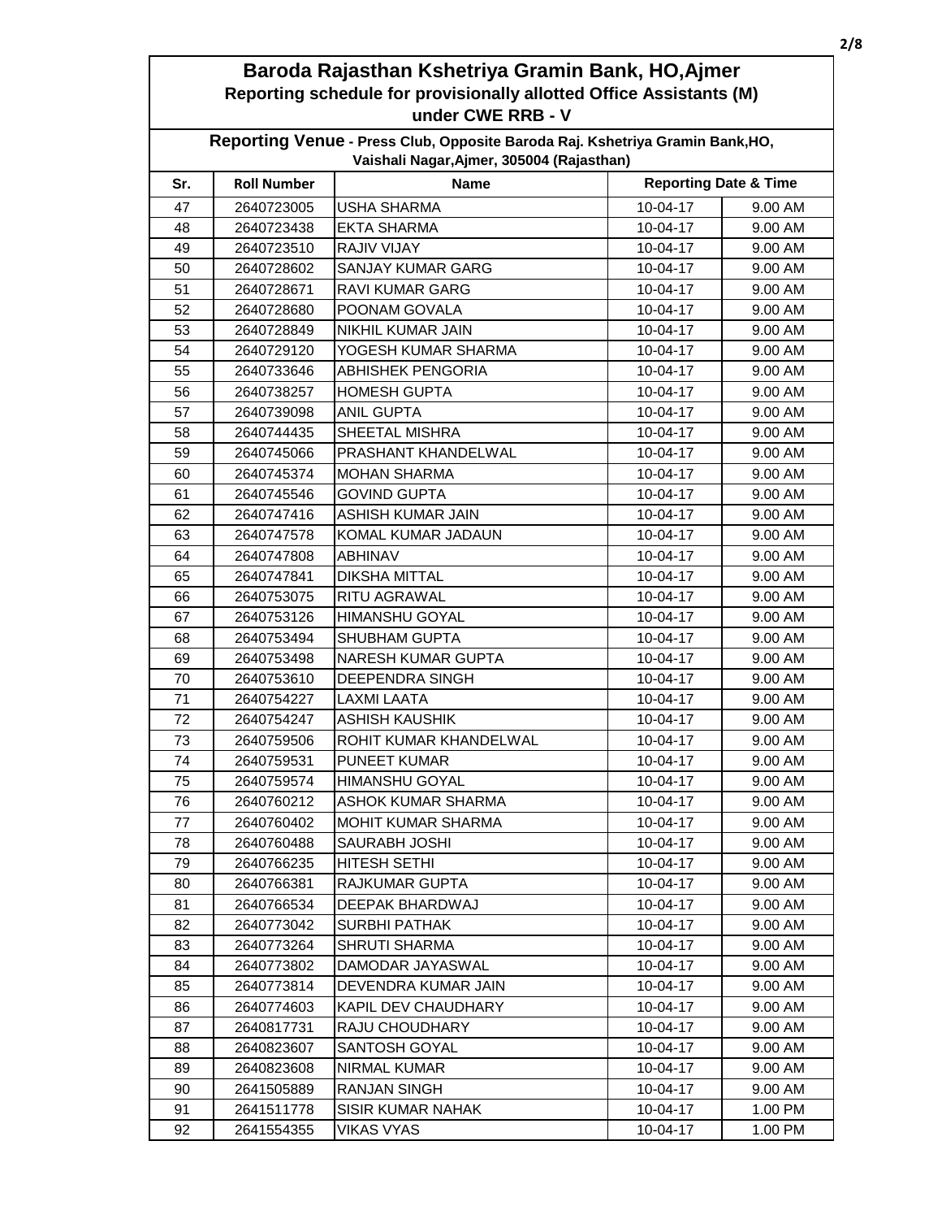# Baroda Rajasthan Kshetriya Gramin Bank, HO,Ajmer

## Reporting schedule for provisionally allotted Office Assistants (M) under CWE RRB - V

**Reporting Venue - Press Club, Opposite Baroda Raj. Kshetriya Gramin Bank,HO, Vaishali Nagar,Ajmer, 305004 (Rajasthan)**

| Sr. | Roll Number | Name | Reporting Date & Time | |
|---|---|---|---|---|
| 47 | 2640723005 | USHA SHARMA | 10-04-17 | 9.00 AM |
| 48 | 2640723438 | EKTA SHARMA | 10-04-17 | 9.00 AM |
| 49 | 2640723510 | RAJIV VIJAY | 10-04-17 | 9.00 AM |
| 50 | 2640728602 | SANJAY KUMAR GARG | 10-04-17 | 9.00 AM |
| 51 | 2640728671 | RAVI KUMAR GARG | 10-04-17 | 9.00 AM |
| 52 | 2640728680 | POONAM GOVALA | 10-04-17 | 9.00 AM |
| 53 | 2640728849 | NIKHIL KUMAR JAIN | 10-04-17 | 9.00 AM |
| 54 | 2640729120 | YOGESH KUMAR SHARMA | 10-04-17 | 9.00 AM |
| 55 | 2640733646 | ABHISHEK PENGORIA | 10-04-17 | 9.00 AM |
| 56 | 2640738257 | HOMESH GUPTA | 10-04-17 | 9.00 AM |
| 57 | 2640739098 | ANIL GUPTA | 10-04-17 | 9.00 AM |
| 58 | 2640744435 | SHEETAL MISHRA | 10-04-17 | 9.00 AM |
| 59 | 2640745066 | PRASHANT KHANDELWAL | 10-04-17 | 9.00 AM |
| 60 | 2640745374 | MOHAN SHARMA | 10-04-17 | 9.00 AM |
| 61 | 2640745546 | GOVIND GUPTA | 10-04-17 | 9.00 AM |
| 62 | 2640747416 | ASHISH KUMAR JAIN | 10-04-17 | 9.00 AM |
| 63 | 2640747578 | KOMAL KUMAR JADAUN | 10-04-17 | 9.00 AM |
| 64 | 2640747808 | ABHINAV | 10-04-17 | 9.00 AM |
| 65 | 2640747841 | DIKSHA MITTAL | 10-04-17 | 9.00 AM |
| 66 | 2640753075 | RITU AGRAWAL | 10-04-17 | 9.00 AM |
| 67 | 2640753126 | HIMANSHU GOYAL | 10-04-17 | 9.00 AM |
| 68 | 2640753494 | SHUBHAM GUPTA | 10-04-17 | 9.00 AM |
| 69 | 2640753498 | NARESH KUMAR GUPTA | 10-04-17 | 9.00 AM |
| 70 | 2640753610 | DEEPENDRA SINGH | 10-04-17 | 9.00 AM |
| 71 | 2640754227 | LAXMI LAATA | 10-04-17 | 9.00 AM |
| 72 | 2640754247 | ASHISH KAUSHIK | 10-04-17 | 9.00 AM |
| 73 | 2640759506 | ROHIT KUMAR KHANDELWAL | 10-04-17 | 9.00 AM |
| 74 | 2640759531 | PUNEET KUMAR | 10-04-17 | 9.00 AM |
| 75 | 2640759574 | HIMANSHU GOYAL | 10-04-17 | 9.00 AM |
| 76 | 2640760212 | ASHOK KUMAR SHARMA | 10-04-17 | 9.00 AM |
| 77 | 2640760402 | MOHIT KUMAR SHARMA | 10-04-17 | 9.00 AM |
| 78 | 2640760488 | SAURABH JOSHI | 10-04-17 | 9.00 AM |
| 79 | 2640766235 | HITESH SETHI | 10-04-17 | 9.00 AM |
| 80 | 2640766381 | RAJKUMAR GUPTA | 10-04-17 | 9.00 AM |
| 81 | 2640766534 | DEEPAK BHARDWAJ | 10-04-17 | 9.00 AM |
| 82 | 2640773042 | SURBHI PATHAK | 10-04-17 | 9.00 AM |
| 83 | 2640773264 | SHRUTI SHARMA | 10-04-17 | 9.00 AM |
| 84 | 2640773802 | DAMODAR JAYASWAL | 10-04-17 | 9.00 AM |
| 85 | 2640773814 | DEVENDRA KUMAR JAIN | 10-04-17 | 9.00 AM |
| 86 | 2640774603 | KAPIL DEV CHAUDHARY | 10-04-17 | 9.00 AM |
| 87 | 2640817731 | RAJU CHOUDHARY | 10-04-17 | 9.00 AM |
| 88 | 2640823607 | SANTOSH GOYAL | 10-04-17 | 9.00 AM |
| 89 | 2640823608 | NIRMAL KUMAR | 10-04-17 | 9.00 AM |
| 90 | 2641505889 | RANJAN SINGH | 10-04-17 | 9.00 AM |
| 91 | 2641511778 | SISIR KUMAR NAHAK | 10-04-17 | 1.00 PM |
| 92 | 2641554355 | VIKAS VYAS | 10-04-17 | 1.00 PM |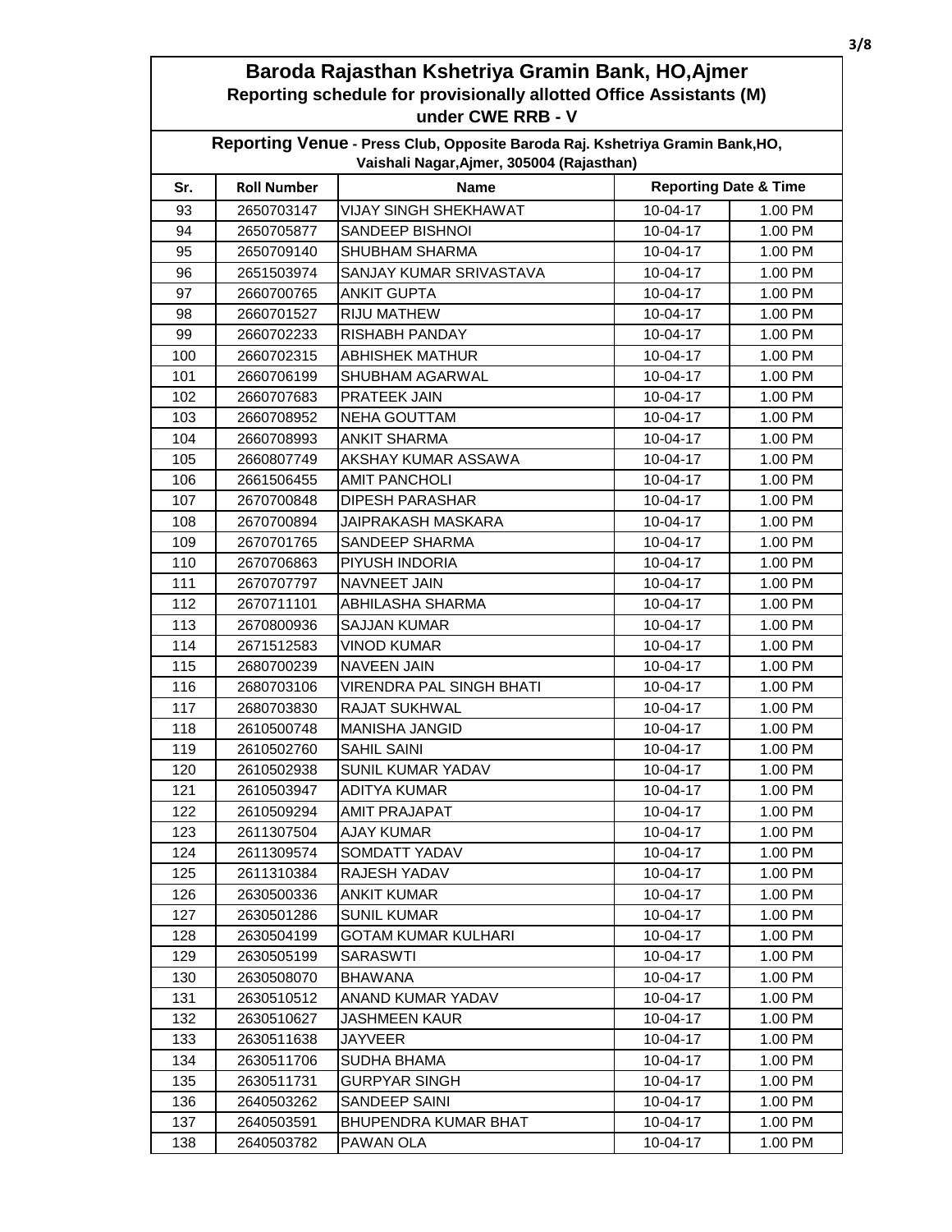# Baroda Rajasthan Kshetriya Gramin Bank, HO,Ajmer

## Reporting schedule for provisionally allotted Office Assistants (M) under CWE RRB - V

**Reporting Venue - Press Club, Opposite Baroda Raj. Kshetriya Gramin Bank,HO, Vaishali Nagar,Ajmer, 305004 (Rajasthan)**

| Sr. | Roll Number | Name | Reporting Date & Time | |
|---|---|---|---|---|
| 93 | 2650703147 | VIJAY SINGH SHEKHAWAT | 10-04-17 | 1.00 PM |
| 94 | 2650705877 | SANDEEP BISHNOI | 10-04-17 | 1.00 PM |
| 95 | 2650709140 | SHUBHAM SHARMA | 10-04-17 | 1.00 PM |
| 96 | 2651503974 | SANJAY KUMAR SRIVASTAVA | 10-04-17 | 1.00 PM |
| 97 | 2660700765 | ANKIT GUPTA | 10-04-17 | 1.00 PM |
| 98 | 2660701527 | RIJU MATHEW | 10-04-17 | 1.00 PM |
| 99 | 2660702233 | RISHABH PANDAY | 10-04-17 | 1.00 PM |
| 100 | 2660702315 | ABHISHEK MATHUR | 10-04-17 | 1.00 PM |
| 101 | 2660706199 | SHUBHAM AGARWAL | 10-04-17 | 1.00 PM |
| 102 | 2660707683 | PRATEEK JAIN | 10-04-17 | 1.00 PM |
| 103 | 2660708952 | NEHA GOUTTAM | 10-04-17 | 1.00 PM |
| 104 | 2660708993 | ANKIT SHARMA | 10-04-17 | 1.00 PM |
| 105 | 2660807749 | AKSHAY KUMAR ASSAWA | 10-04-17 | 1.00 PM |
| 106 | 2661506455 | AMIT PANCHOLI | 10-04-17 | 1.00 PM |
| 107 | 2670700848 | DIPESH PARASHAR | 10-04-17 | 1.00 PM |
| 108 | 2670700894 | JAIPRAKASH MASKARA | 10-04-17 | 1.00 PM |
| 109 | 2670701765 | SANDEEP SHARMA | 10-04-17 | 1.00 PM |
| 110 | 2670706863 | PIYUSH INDORIA | 10-04-17 | 1.00 PM |
| 111 | 2670707797 | NAVNEET JAIN | 10-04-17 | 1.00 PM |
| 112 | 2670711101 | ABHILASHA SHARMA | 10-04-17 | 1.00 PM |
| 113 | 2670800936 | SAJJAN KUMAR | 10-04-17 | 1.00 PM |
| 114 | 2671512583 | VINOD KUMAR | 10-04-17 | 1.00 PM |
| 115 | 2680700239 | NAVEEN JAIN | 10-04-17 | 1.00 PM |
| 116 | 2680703106 | VIRENDRA PAL SINGH BHATI | 10-04-17 | 1.00 PM |
| 117 | 2680703830 | RAJAT SUKHWAL | 10-04-17 | 1.00 PM |
| 118 | 2610500748 | MANISHA JANGID | 10-04-17 | 1.00 PM |
| 119 | 2610502760 | SAHIL SAINI | 10-04-17 | 1.00 PM |
| 120 | 2610502938 | SUNIL KUMAR YADAV | 10-04-17 | 1.00 PM |
| 121 | 2610503947 | ADITYA KUMAR | 10-04-17 | 1.00 PM |
| 122 | 2610509294 | AMIT PRAJAPAT | 10-04-17 | 1.00 PM |
| 123 | 2611307504 | AJAY KUMAR | 10-04-17 | 1.00 PM |
| 124 | 2611309574 | SOMDATT YADAV | 10-04-17 | 1.00 PM |
| 125 | 2611310384 | RAJESH YADAV | 10-04-17 | 1.00 PM |
| 126 | 2630500336 | ANKIT KUMAR | 10-04-17 | 1.00 PM |
| 127 | 2630501286 | SUNIL KUMAR | 10-04-17 | 1.00 PM |
| 128 | 2630504199 | GOTAM KUMAR KULHARI | 10-04-17 | 1.00 PM |
| 129 | 2630505199 | SARASWTI | 10-04-17 | 1.00 PM |
| 130 | 2630508070 | BHAWANA | 10-04-17 | 1.00 PM |
| 131 | 2630510512 | ANAND KUMAR YADAV | 10-04-17 | 1.00 PM |
| 132 | 2630510627 | JASHMEEN KAUR | 10-04-17 | 1.00 PM |
| 133 | 2630511638 | JAYVEER | 10-04-17 | 1.00 PM |
| 134 | 2630511706 | SUDHA BHAMA | 10-04-17 | 1.00 PM |
| 135 | 2630511731 | GURPYAR SINGH | 10-04-17 | 1.00 PM |
| 136 | 2640503262 | SANDEEP SAINI | 10-04-17 | 1.00 PM |
| 137 | 2640503591 | BHUPENDRA KUMAR BHAT | 10-04-17 | 1.00 PM |
| 138 | 2640503782 | PAWAN OLA | 10-04-17 | 1.00 PM |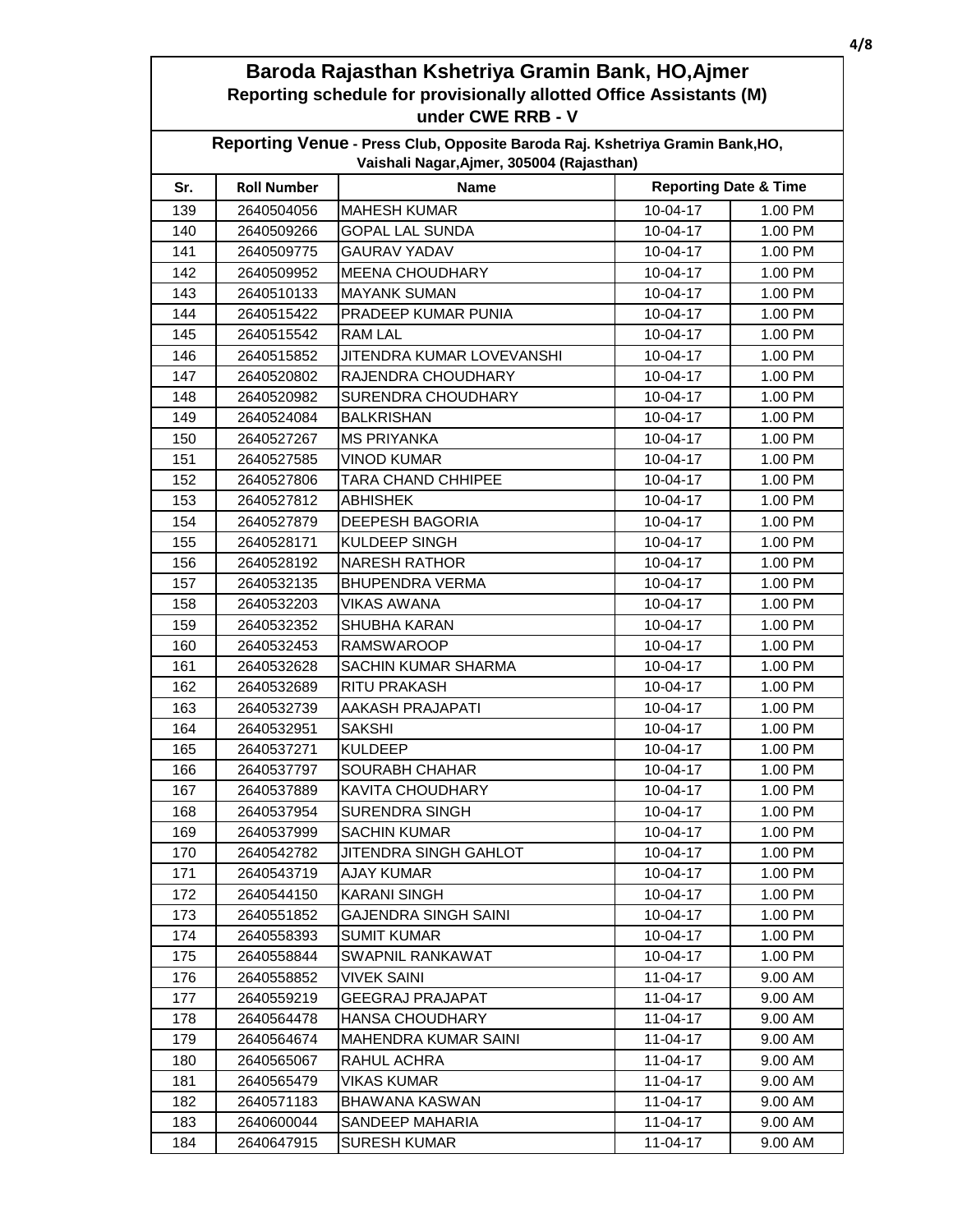# Baroda Rajasthan Kshetriya Gramin Bank, HO,Ajmer

## Reporting schedule for provisionally allotted Office Assistants (M) under CWE RRB - V

**Reporting Venue** - **Press Club, Opposite Baroda Raj. Kshetriya Gramin Bank,HO, Vaishali Nagar,Ajmer, 305004 (Rajasthan)**

| Sr. | Roll Number | Name | Reporting Date & Time | |
|---|---|---|---|---|
| 139 | 2640504056 | MAHESH KUMAR | 10-04-17 | 1.00 PM |
| 140 | 2640509266 | GOPAL LAL SUNDA | 10-04-17 | 1.00 PM |
| 141 | 2640509775 | GAURAV YADAV | 10-04-17 | 1.00 PM |
| 142 | 2640509952 | MEENA CHOUDHARY | 10-04-17 | 1.00 PM |
| 143 | 2640510133 | MAYANK SUMAN | 10-04-17 | 1.00 PM |
| 144 | 2640515422 | PRADEEP KUMAR PUNIA | 10-04-17 | 1.00 PM |
| 145 | 2640515542 | RAM LAL | 10-04-17 | 1.00 PM |
| 146 | 2640515852 | JITENDRA KUMAR LOVEVANSHI | 10-04-17 | 1.00 PM |
| 147 | 2640520802 | RAJENDRA CHOUDHARY | 10-04-17 | 1.00 PM |
| 148 | 2640520982 | SURENDRA CHOUDHARY | 10-04-17 | 1.00 PM |
| 149 | 2640524084 | BALKRISHAN | 10-04-17 | 1.00 PM |
| 150 | 2640527267 | MS PRIYANKA | 10-04-17 | 1.00 PM |
| 151 | 2640527585 | VINOD KUMAR | 10-04-17 | 1.00 PM |
| 152 | 2640527806 | TARA CHAND CHHIPEE | 10-04-17 | 1.00 PM |
| 153 | 2640527812 | ABHISHEK | 10-04-17 | 1.00 PM |
| 154 | 2640527879 | DEEPESH BAGORIA | 10-04-17 | 1.00 PM |
| 155 | 2640528171 | KULDEEP SINGH | 10-04-17 | 1.00 PM |
| 156 | 2640528192 | NARESH RATHOR | 10-04-17 | 1.00 PM |
| 157 | 2640532135 | BHUPENDRA VERMA | 10-04-17 | 1.00 PM |
| 158 | 2640532203 | VIKAS AWANA | 10-04-17 | 1.00 PM |
| 159 | 2640532352 | SHUBHA KARAN | 10-04-17 | 1.00 PM |
| 160 | 2640532453 | RAMSWAROOP | 10-04-17 | 1.00 PM |
| 161 | 2640532628 | SACHIN KUMAR SHARMA | 10-04-17 | 1.00 PM |
| 162 | 2640532689 | RITU PRAKASH | 10-04-17 | 1.00 PM |
| 163 | 2640532739 | AAKASH PRAJAPATI | 10-04-17 | 1.00 PM |
| 164 | 2640532951 | SAKSHI | 10-04-17 | 1.00 PM |
| 165 | 2640537271 | KULDEEP | 10-04-17 | 1.00 PM |
| 166 | 2640537797 | SOURABH CHAHAR | 10-04-17 | 1.00 PM |
| 167 | 2640537889 | KAVITA CHOUDHARY | 10-04-17 | 1.00 PM |
| 168 | 2640537954 | SURENDRA SINGH | 10-04-17 | 1.00 PM |
| 169 | 2640537999 | SACHIN KUMAR | 10-04-17 | 1.00 PM |
| 170 | 2640542782 | JITENDRA SINGH GAHLOT | 10-04-17 | 1.00 PM |
| 171 | 2640543719 | AJAY KUMAR | 10-04-17 | 1.00 PM |
| 172 | 2640544150 | KARANI SINGH | 10-04-17 | 1.00 PM |
| 173 | 2640551852 | GAJENDRA SINGH SAINI | 10-04-17 | 1.00 PM |
| 174 | 2640558393 | SUMIT KUMAR | 10-04-17 | 1.00 PM |
| 175 | 2640558844 | SWAPNIL RANKAWAT | 10-04-17 | 1.00 PM |
| 176 | 2640558852 | VIVEK SAINI | 11-04-17 | 9.00 AM |
| 177 | 2640559219 | GEEGRAJ PRAJAPAT | 11-04-17 | 9.00 AM |
| 178 | 2640564478 | HANSA CHOUDHARY | 11-04-17 | 9.00 AM |
| 179 | 2640564674 | MAHENDRA KUMAR SAINI | 11-04-17 | 9.00 AM |
| 180 | 2640565067 | RAHUL ACHRA | 11-04-17 | 9.00 AM |
| 181 | 2640565479 | VIKAS KUMAR | 11-04-17 | 9.00 AM |
| 182 | 2640571183 | BHAWANA KASWAN | 11-04-17 | 9.00 AM |
| 183 | 2640600044 | SANDEEP MAHARIA | 11-04-17 | 9.00 AM |
| 184 | 2640647915 | SURESH KUMAR | 11-04-17 | 9.00 AM |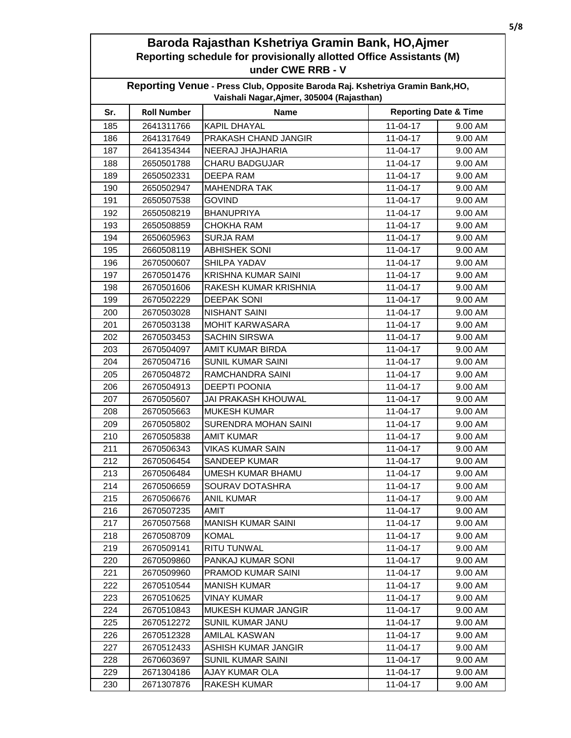# Baroda Rajasthan Kshetriya Gramin Bank, HO,Ajmer

## Reporting schedule for provisionally allotted Office Assistants (M) under CWE RRB - V

**Reporting Venue** - **Press Club, Opposite Baroda Raj. Kshetriya Gramin Bank,HO, Vaishali Nagar,Ajmer, 305004 (Rajasthan)**

| Sr. | Roll Number | Name | Reporting Date & Time | |
|---|---|---|---|---|
| 185 | 2641311766 | KAPIL DHAYAL | 11-04-17 | 9.00 AM |
| 186 | 2641317649 | PRAKASH CHAND JANGIR | 11-04-17 | 9.00 AM |
| 187 | 2641354344 | NEERAJ JHAJHARIA | 11-04-17 | 9.00 AM |
| 188 | 2650501788 | CHARU BADGUJAR | 11-04-17 | 9.00 AM |
| 189 | 2650502331 | DEEPA RAM | 11-04-17 | 9.00 AM |
| 190 | 2650502947 | MAHENDRA TAK | 11-04-17 | 9.00 AM |
| 191 | 2650507538 | GOVIND | 11-04-17 | 9.00 AM |
| 192 | 2650508219 | BHANUPRIYA | 11-04-17 | 9.00 AM |
| 193 | 2650508859 | CHOKHA RAM | 11-04-17 | 9.00 AM |
| 194 | 2650605963 | SURJA RAM | 11-04-17 | 9.00 AM |
| 195 | 2660508119 | ABHISHEK SONI | 11-04-17 | 9.00 AM |
| 196 | 2670500607 | SHILPA YADAV | 11-04-17 | 9.00 AM |
| 197 | 2670501476 | KRISHNA KUMAR SAINI | 11-04-17 | 9.00 AM |
| 198 | 2670501606 | RAKESH KUMAR KRISHNIA | 11-04-17 | 9.00 AM |
| 199 | 2670502229 | DEEPAK SONI | 11-04-17 | 9.00 AM |
| 200 | 2670503028 | NISHANT SAINI | 11-04-17 | 9.00 AM |
| 201 | 2670503138 | MOHIT KARWASARA | 11-04-17 | 9.00 AM |
| 202 | 2670503453 | SACHIN SIRSWA | 11-04-17 | 9.00 AM |
| 203 | 2670504097 | AMIT KUMAR BIRDA | 11-04-17 | 9.00 AM |
| 204 | 2670504716 | SUNIL KUMAR SAINI | 11-04-17 | 9.00 AM |
| 205 | 2670504872 | RAMCHANDRA SAINI | 11-04-17 | 9.00 AM |
| 206 | 2670504913 | DEEPTI POONIA | 11-04-17 | 9.00 AM |
| 207 | 2670505607 | JAI PRAKASH KHOUWAL | 11-04-17 | 9.00 AM |
| 208 | 2670505663 | MUKESH KUMAR | 11-04-17 | 9.00 AM |
| 209 | 2670505802 | SURENDRA MOHAN SAINI | 11-04-17 | 9.00 AM |
| 210 | 2670505838 | AMIT KUMAR | 11-04-17 | 9.00 AM |
| 211 | 2670506343 | VIKAS KUMAR SAIN | 11-04-17 | 9.00 AM |
| 212 | 2670506454 | SANDEEP KUMAR | 11-04-17 | 9.00 AM |
| 213 | 2670506484 | UMESH KUMAR BHAMU | 11-04-17 | 9.00 AM |
| 214 | 2670506659 | SOURAV DOTASHRA | 11-04-17 | 9.00 AM |
| 215 | 2670506676 | ANIL KUMAR | 11-04-17 | 9.00 AM |
| 216 | 2670507235 | AMIT | 11-04-17 | 9.00 AM |
| 217 | 2670507568 | MANISH KUMAR SAINI | 11-04-17 | 9.00 AM |
| 218 | 2670508709 | KOMAL | 11-04-17 | 9.00 AM |
| 219 | 2670509141 | RITU TUNWAL | 11-04-17 | 9.00 AM |
| 220 | 2670509860 | PANKAJ KUMAR SONI | 11-04-17 | 9.00 AM |
| 221 | 2670509960 | PRAMOD KUMAR SAINI | 11-04-17 | 9.00 AM |
| 222 | 2670510544 | MANISH KUMAR | 11-04-17 | 9.00 AM |
| 223 | 2670510625 | VINAY KUMAR | 11-04-17 | 9.00 AM |
| 224 | 2670510843 | MUKESH KUMAR JANGIR | 11-04-17 | 9.00 AM |
| 225 | 2670512272 | SUNIL KUMAR JANU | 11-04-17 | 9.00 AM |
| 226 | 2670512328 | AMILAL KASWAN | 11-04-17 | 9.00 AM |
| 227 | 2670512433 | ASHISH KUMAR JANGIR | 11-04-17 | 9.00 AM |
| 228 | 2670603697 | SUNIL KUMAR SAINI | 11-04-17 | 9.00 AM |
| 229 | 2671304186 | AJAY KUMAR OLA | 11-04-17 | 9.00 AM |
| 230 | 2671307876 | RAKESH KUMAR | 11-04-17 | 9.00 AM |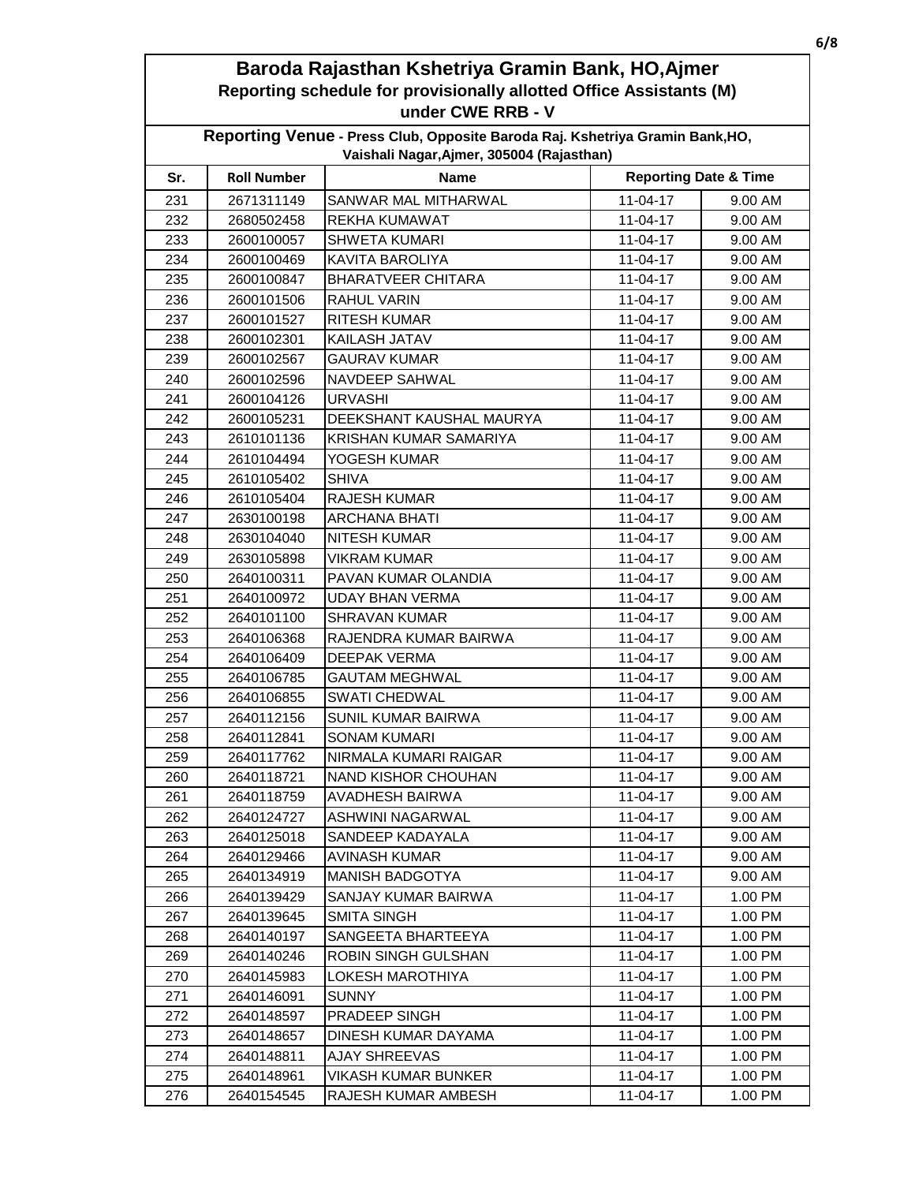# Baroda Rajasthan Kshetriya Gramin Bank, HO,Ajmer

## Reporting schedule for provisionally allotted Office Assistants (M) under CWE RRB - V

**Reporting Venue** - Press Club, Opposite Baroda Raj. Kshetriya Gramin Bank,HO, Vaishali Nagar,Ajmer, 305004 (Rajasthan)

| Sr. | Roll Number | Name | Reporting Date & Time | |
|---|---|---|---|---|
| 231 | 2671311149 | SANWAR MAL MITHARWAL | 11-04-17 | 9.00 AM |
| 232 | 2680502458 | REKHA KUMAWAT | 11-04-17 | 9.00 AM |
| 233 | 2600100057 | SHWETA KUMARI | 11-04-17 | 9.00 AM |
| 234 | 2600100469 | KAVITA BAROLIYA | 11-04-17 | 9.00 AM |
| 235 | 2600100847 | BHARATVEER CHITARA | 11-04-17 | 9.00 AM |
| 236 | 2600101506 | RAHUL VARIN | 11-04-17 | 9.00 AM |
| 237 | 2600101527 | RITESH KUMAR | 11-04-17 | 9.00 AM |
| 238 | 2600102301 | KAILASH JATAV | 11-04-17 | 9.00 AM |
| 239 | 2600102567 | GAURAV KUMAR | 11-04-17 | 9.00 AM |
| 240 | 2600102596 | NAVDEEP SAHWAL | 11-04-17 | 9.00 AM |
| 241 | 2600104126 | URVASHI | 11-04-17 | 9.00 AM |
| 242 | 2600105231 | DEEKSHANT KAUSHAL MAURYA | 11-04-17 | 9.00 AM |
| 243 | 2610101136 | KRISHAN KUMAR SAMARIYA | 11-04-17 | 9.00 AM |
| 244 | 2610104494 | YOGESH KUMAR | 11-04-17 | 9.00 AM |
| 245 | 2610105402 | SHIVA | 11-04-17 | 9.00 AM |
| 246 | 2610105404 | RAJESH KUMAR | 11-04-17 | 9.00 AM |
| 247 | 2630100198 | ARCHANA BHATI | 11-04-17 | 9.00 AM |
| 248 | 2630104040 | NITESH KUMAR | 11-04-17 | 9.00 AM |
| 249 | 2630105898 | VIKRAM KUMAR | 11-04-17 | 9.00 AM |
| 250 | 2640100311 | PAVAN KUMAR OLANDIA | 11-04-17 | 9.00 AM |
| 251 | 2640100972 | UDAY BHAN VERMA | 11-04-17 | 9.00 AM |
| 252 | 2640101100 | SHRAVAN KUMAR | 11-04-17 | 9.00 AM |
| 253 | 2640106368 | RAJENDRA KUMAR BAIRWA | 11-04-17 | 9.00 AM |
| 254 | 2640106409 | DEEPAK VERMA | 11-04-17 | 9.00 AM |
| 255 | 2640106785 | GAUTAM MEGHWAL | 11-04-17 | 9.00 AM |
| 256 | 2640106855 | SWATI CHEDWAL | 11-04-17 | 9.00 AM |
| 257 | 2640112156 | SUNIL KUMAR BAIRWA | 11-04-17 | 9.00 AM |
| 258 | 2640112841 | SONAM KUMARI | 11-04-17 | 9.00 AM |
| 259 | 2640117762 | NIRMALA KUMARI RAIGAR | 11-04-17 | 9.00 AM |
| 260 | 2640118721 | NAND KISHOR CHOUHAN | 11-04-17 | 9.00 AM |
| 261 | 2640118759 | AVADHESH BAIRWA | 11-04-17 | 9.00 AM |
| 262 | 2640124727 | ASHWINI NAGARWAL | 11-04-17 | 9.00 AM |
| 263 | 2640125018 | SANDEEP KADAYALA | 11-04-17 | 9.00 AM |
| 264 | 2640129466 | AVINASH KUMAR | 11-04-17 | 9.00 AM |
| 265 | 2640134919 | MANISH BADGOTYA | 11-04-17 | 9.00 AM |
| 266 | 2640139429 | SANJAY KUMAR BAIRWA | 11-04-17 | 1.00 PM |
| 267 | 2640139645 | SMITA SINGH | 11-04-17 | 1.00 PM |
| 268 | 2640140197 | SANGEETA BHARTEEYA | 11-04-17 | 1.00 PM |
| 269 | 2640140246 | ROBIN SINGH GULSHAN | 11-04-17 | 1.00 PM |
| 270 | 2640145983 | LOKESH MAROTHIYA | 11-04-17 | 1.00 PM |
| 271 | 2640146091 | SUNNY | 11-04-17 | 1.00 PM |
| 272 | 2640148597 | PRADEEP SINGH | 11-04-17 | 1.00 PM |
| 273 | 2640148657 | DINESH KUMAR DAYAMA | 11-04-17 | 1.00 PM |
| 274 | 2640148811 | AJAY SHREEVAS | 11-04-17 | 1.00 PM |
| 275 | 2640148961 | VIKASH KUMAR BUNKER | 11-04-17 | 1.00 PM |
| 276 | 2640154545 | RAJESH KUMAR AMBESH | 11-04-17 | 1.00 PM |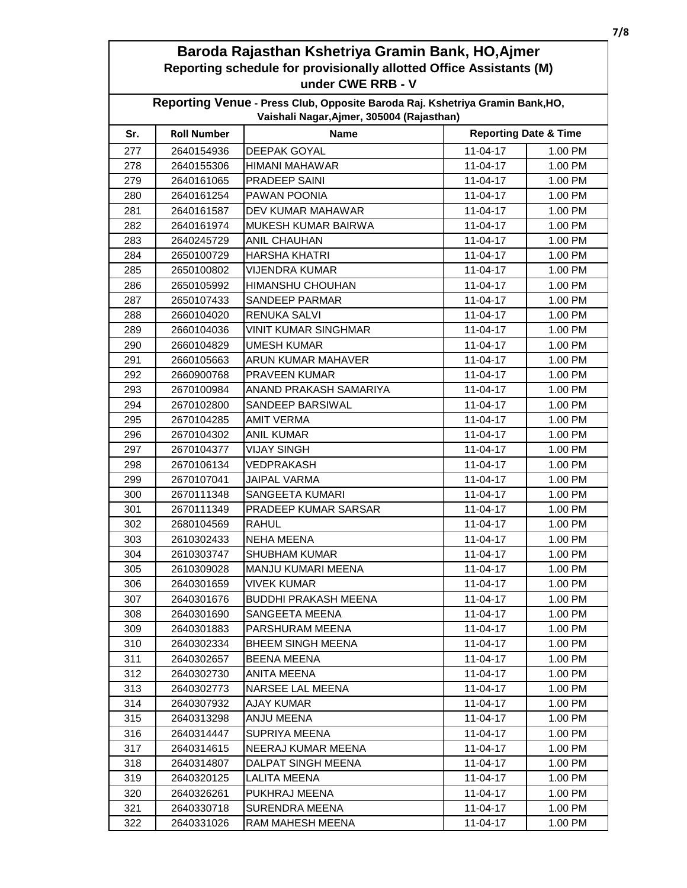# Baroda Rajasthan Kshetriya Gramin Bank, HO,Ajmer

## Reporting schedule for provisionally allotted Office Assistants (M) under CWE RRB - V

**Reporting Venue - Press Club, Opposite Baroda Raj. Kshetriya Gramin Bank,HO, Vaishali Nagar,Ajmer, 305004 (Rajasthan)**

| Sr. | Roll Number | Name | Reporting Date & Time | |
|---|---|---|---|---|
| 277 | 2640154936 | DEEPAK GOYAL | 11-04-17 | 1.00 PM |
| 278 | 2640155306 | HIMANI MAHAWAR | 11-04-17 | 1.00 PM |
| 279 | 2640161065 | PRADEEP SAINI | 11-04-17 | 1.00 PM |
| 280 | 2640161254 | PAWAN POONIA | 11-04-17 | 1.00 PM |
| 281 | 2640161587 | DEV KUMAR MAHAWAR | 11-04-17 | 1.00 PM |
| 282 | 2640161974 | MUKESH KUMAR BAIRWA | 11-04-17 | 1.00 PM |
| 283 | 2640245729 | ANIL CHAUHAN | 11-04-17 | 1.00 PM |
| 284 | 2650100729 | HARSHA KHATRI | 11-04-17 | 1.00 PM |
| 285 | 2650100802 | VIJENDRA KUMAR | 11-04-17 | 1.00 PM |
| 286 | 2650105992 | HIMANSHU CHOUHAN | 11-04-17 | 1.00 PM |
| 287 | 2650107433 | SANDEEP PARMAR | 11-04-17 | 1.00 PM |
| 288 | 2660104020 | RENUKA SALVI | 11-04-17 | 1.00 PM |
| 289 | 2660104036 | VINIT KUMAR SINGHMAR | 11-04-17 | 1.00 PM |
| 290 | 2660104829 | UMESH KUMAR | 11-04-17 | 1.00 PM |
| 291 | 2660105663 | ARUN KUMAR MAHAVER | 11-04-17 | 1.00 PM |
| 292 | 2660900768 | PRAVEEN KUMAR | 11-04-17 | 1.00 PM |
| 293 | 2670100984 | ANAND PRAKASH SAMARIYA | 11-04-17 | 1.00 PM |
| 294 | 2670102800 | SANDEEP BARSIWAL | 11-04-17 | 1.00 PM |
| 295 | 2670104285 | AMIT VERMA | 11-04-17 | 1.00 PM |
| 296 | 2670104302 | ANIL KUMAR | 11-04-17 | 1.00 PM |
| 297 | 2670104377 | VIJAY SINGH | 11-04-17 | 1.00 PM |
| 298 | 2670106134 | VEDPRAKASH | 11-04-17 | 1.00 PM |
| 299 | 2670107041 | JAIPAL VARMA | 11-04-17 | 1.00 PM |
| 300 | 2670111348 | SANGEETA KUMARI | 11-04-17 | 1.00 PM |
| 301 | 2670111349 | PRADEEP KUMAR SARSAR | 11-04-17 | 1.00 PM |
| 302 | 2680104569 | RAHUL | 11-04-17 | 1.00 PM |
| 303 | 2610302433 | NEHA MEENA | 11-04-17 | 1.00 PM |
| 304 | 2610303747 | SHUBHAM KUMAR | 11-04-17 | 1.00 PM |
| 305 | 2610309028 | MANJU KUMARI MEENA | 11-04-17 | 1.00 PM |
| 306 | 2640301659 | VIVEK KUMAR | 11-04-17 | 1.00 PM |
| 307 | 2640301676 | BUDDHI PRAKASH MEENA | 11-04-17 | 1.00 PM |
| 308 | 2640301690 | SANGEETA MEENA | 11-04-17 | 1.00 PM |
| 309 | 2640301883 | PARSHURAM MEENA | 11-04-17 | 1.00 PM |
| 310 | 2640302334 | BHEEM SINGH MEENA | 11-04-17 | 1.00 PM |
| 311 | 2640302657 | BEENA MEENA | 11-04-17 | 1.00 PM |
| 312 | 2640302730 | ANITA MEENA | 11-04-17 | 1.00 PM |
| 313 | 2640302773 | NARSEE LAL MEENA | 11-04-17 | 1.00 PM |
| 314 | 2640307932 | AJAY KUMAR | 11-04-17 | 1.00 PM |
| 315 | 2640313298 | ANJU MEENA | 11-04-17 | 1.00 PM |
| 316 | 2640314447 | SUPRIYA MEENA | 11-04-17 | 1.00 PM |
| 317 | 2640314615 | NEERAJ KUMAR MEENA | 11-04-17 | 1.00 PM |
| 318 | 2640314807 | DALPAT SINGH MEENA | 11-04-17 | 1.00 PM |
| 319 | 2640320125 | LALITA MEENA | 11-04-17 | 1.00 PM |
| 320 | 2640326261 | PUKHRAJ MEENA | 11-04-17 | 1.00 PM |
| 321 | 2640330718 | SURENDRA MEENA | 11-04-17 | 1.00 PM |
| 322 | 2640331026 | RAM MAHESH MEENA | 11-04-17 | 1.00 PM |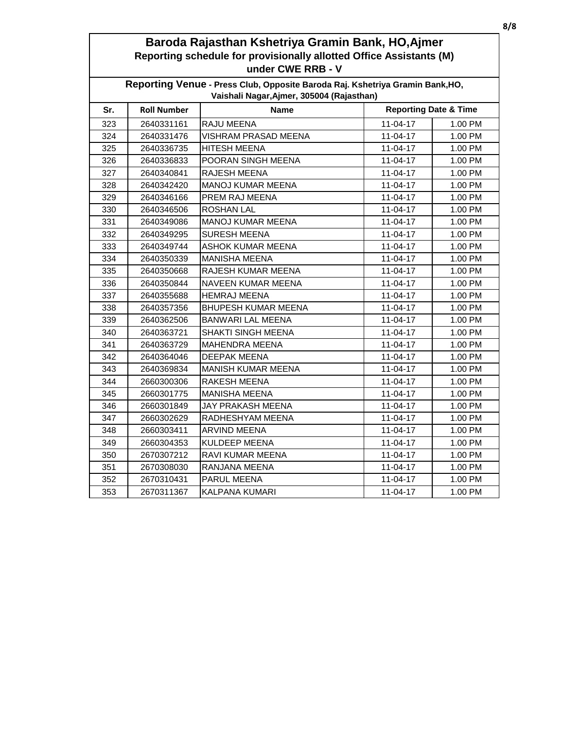# Baroda Rajasthan Kshetriya Gramin Bank, HO,Ajmer

## Reporting schedule for provisionally allotted Office Assistants (M) under CWE RRB - V

**Reporting Venue - Press Club, Opposite Baroda Raj. Kshetriya Gramin Bank,HO, Vaishali Nagar,Ajmer, 305004 (Rajasthan)**

| Sr. | Roll Number | Name | Reporting Date & Time | |
|---|---|---|---|---|
| 323 | 2640331161 | RAJU MEENA | 11-04-17 | 1.00 PM |
| 324 | 2640331476 | VISHRAM PRASAD MEENA | 11-04-17 | 1.00 PM |
| 325 | 2640336735 | HITESH MEENA | 11-04-17 | 1.00 PM |
| 326 | 2640336833 | POORAN SINGH MEENA | 11-04-17 | 1.00 PM |
| 327 | 2640340841 | RAJESH MEENA | 11-04-17 | 1.00 PM |
| 328 | 2640342420 | MANOJ KUMAR MEENA | 11-04-17 | 1.00 PM |
| 329 | 2640346166 | PREM RAJ MEENA | 11-04-17 | 1.00 PM |
| 330 | 2640346506 | ROSHAN LAL | 11-04-17 | 1.00 PM |
| 331 | 2640349086 | MANOJ KUMAR MEENA | 11-04-17 | 1.00 PM |
| 332 | 2640349295 | SURESH MEENA | 11-04-17 | 1.00 PM |
| 333 | 2640349744 | ASHOK KUMAR MEENA | 11-04-17 | 1.00 PM |
| 334 | 2640350339 | MANISHA MEENA | 11-04-17 | 1.00 PM |
| 335 | 2640350668 | RAJESH KUMAR MEENA | 11-04-17 | 1.00 PM |
| 336 | 2640350844 | NAVEEN KUMAR MEENA | 11-04-17 | 1.00 PM |
| 337 | 2640355688 | HEMRAJ MEENA | 11-04-17 | 1.00 PM |
| 338 | 2640357356 | BHUPESH KUMAR MEENA | 11-04-17 | 1.00 PM |
| 339 | 2640362506 | BANWARI LAL MEENA | 11-04-17 | 1.00 PM |
| 340 | 2640363721 | SHAKTI SINGH MEENA | 11-04-17 | 1.00 PM |
| 341 | 2640363729 | MAHENDRA MEENA | 11-04-17 | 1.00 PM |
| 342 | 2640364046 | DEEPAK MEENA | 11-04-17 | 1.00 PM |
| 343 | 2640369834 | MANISH KUMAR MEENA | 11-04-17 | 1.00 PM |
| 344 | 2660300306 | RAKESH MEENA | 11-04-17 | 1.00 PM |
| 345 | 2660301775 | MANISHA MEENA | 11-04-17 | 1.00 PM |
| 346 | 2660301849 | JAY PRAKASH MEENA | 11-04-17 | 1.00 PM |
| 347 | 2660302629 | RADHESHYAM MEENA | 11-04-17 | 1.00 PM |
| 348 | 2660303411 | ARVIND MEENA | 11-04-17 | 1.00 PM |
| 349 | 2660304353 | KULDEEP MEENA | 11-04-17 | 1.00 PM |
| 350 | 2670307212 | RAVI KUMAR MEENA | 11-04-17 | 1.00 PM |
| 351 | 2670308030 | RANJANA MEENA | 11-04-17 | 1.00 PM |
| 352 | 2670310431 | PARUL MEENA | 11-04-17 | 1.00 PM |
| 353 | 2670311367 | KALPANA KUMARI | 11-04-17 | 1.00 PM |